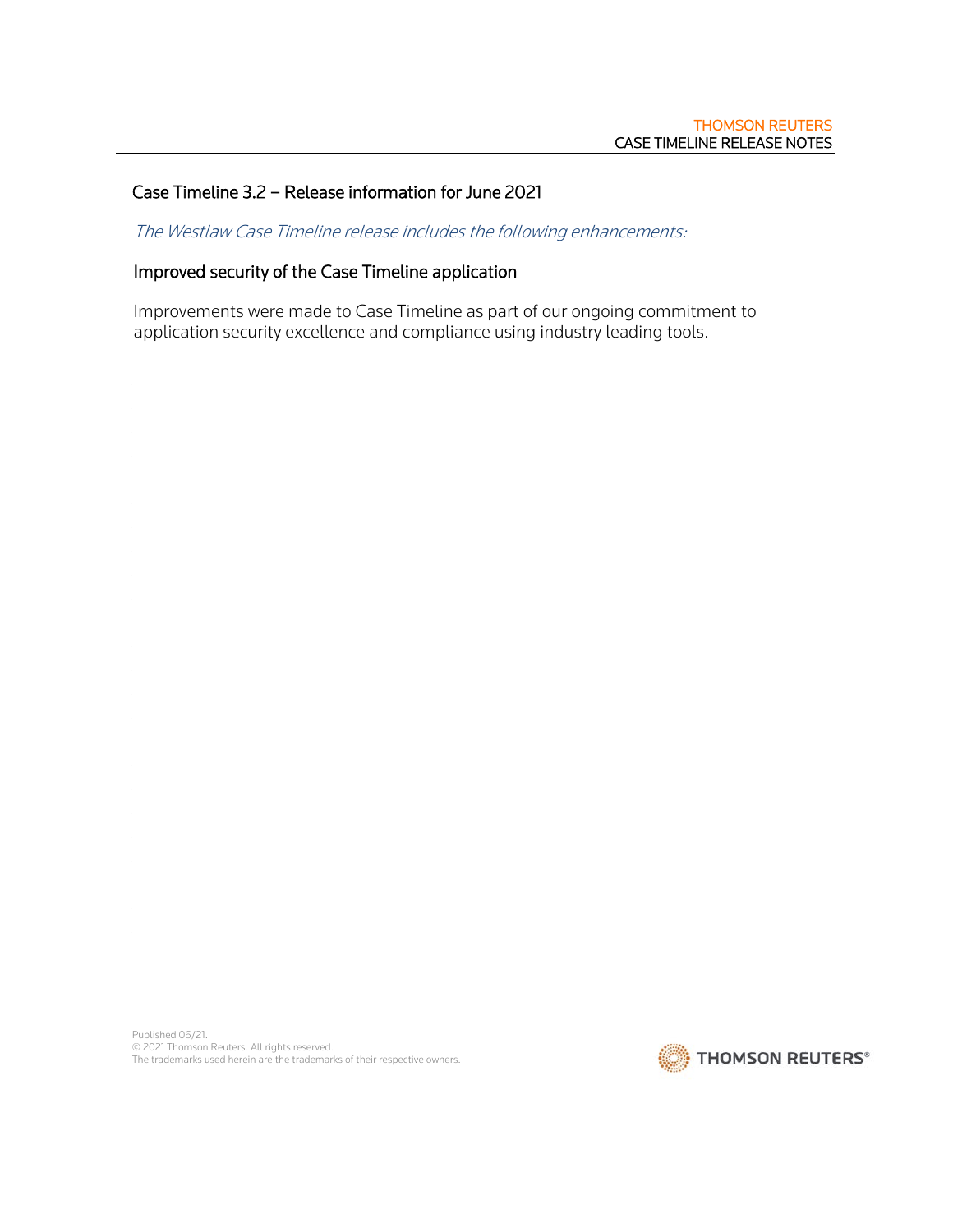## Case Timeline 3.2 – Release information for June 2021

*The Westlaw Case Timeline release includes the following enhancements:*

### Improved security of the Case Timeline application

Improvements were made to Case Timeline as part of our ongoing commitment to application security excellence and compliance using industry leading tools.

Published 06/21.
© 2021 Thomson Reuters. All rights reserved.
The trademarks used herein are the trademarks of their respective owners.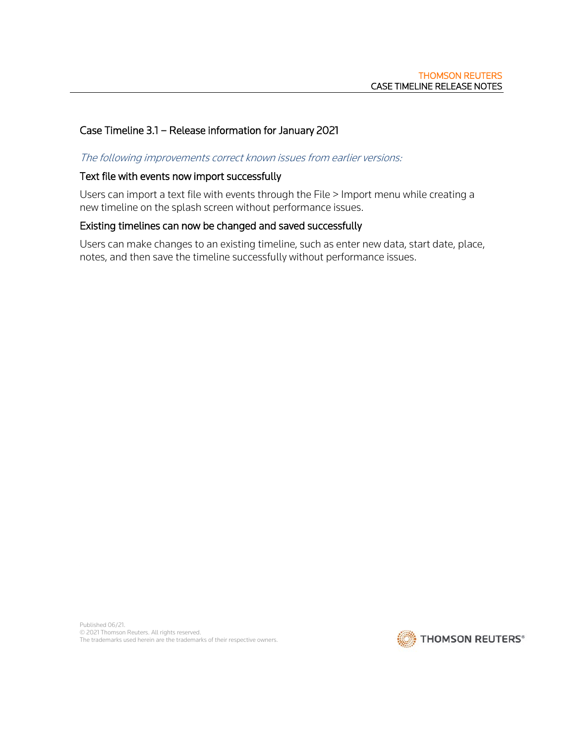## Case Timeline 3.1 – Release information for January 2021

*The following improvements correct known issues from earlier versions:*

### Text file with events now import successfully

Users can import a text file with events through the File > Import menu while creating a new timeline on the splash screen without performance issues.

### Existing timelines can now be changed and saved successfully

Users can make changes to an existing timeline, such as enter new data, start date, place, notes, and then save the timeline successfully without performance issues.

Published 06/21.
© 2021 Thomson Reuters. All rights reserved.
The trademarks used herein are the trademarks of their respective owners.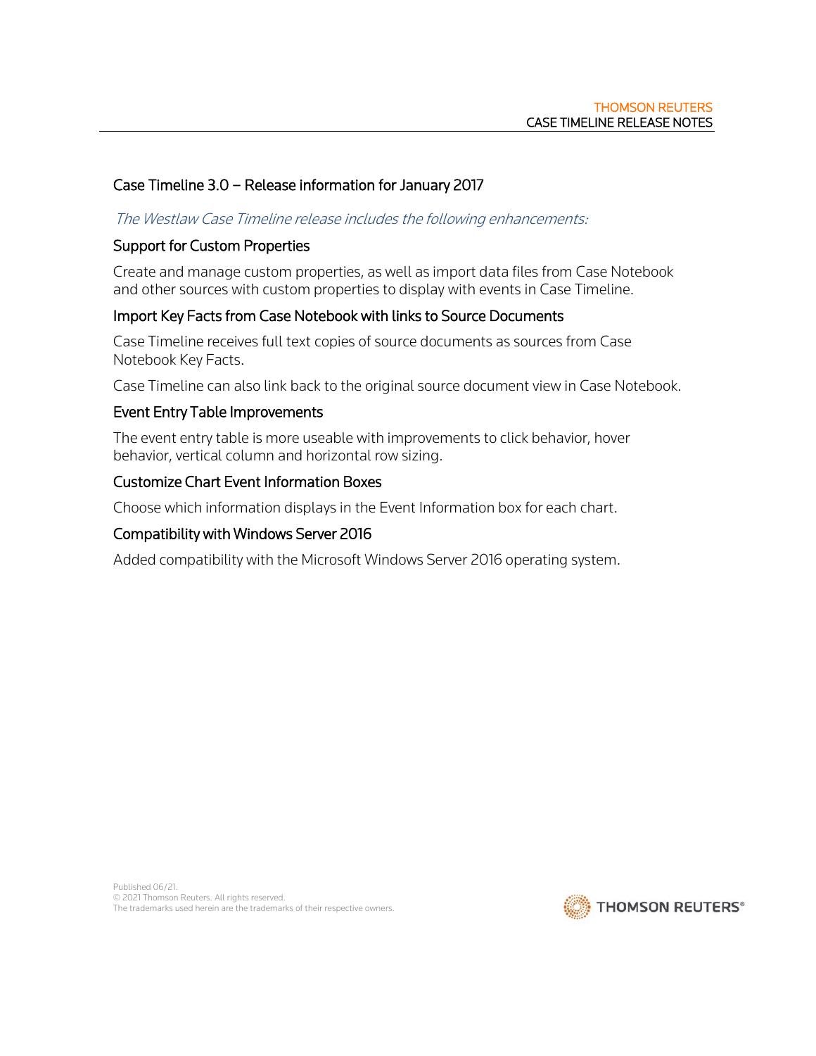## Case Timeline 3.0 – Release information for January 2017

*The Westlaw Case Timeline release includes the following enhancements:*

### Support for Custom Properties

Create and manage custom properties, as well as import data files from Case Notebook and other sources with custom properties to display with events in Case Timeline.

### Import Key Facts from Case Notebook with links to Source Documents

Case Timeline receives full text copies of source documents as sources from Case Notebook Key Facts.

Case Timeline can also link back to the original source document view in Case Notebook.

### Event Entry Table Improvements

The event entry table is more useable with improvements to click behavior, hover behavior, vertical column and horizontal row sizing.

### Customize Chart Event Information Boxes

Choose which information displays in the Event Information box for each chart.

### Compatibility with Windows Server 2016

Added compatibility with the Microsoft Windows Server 2016 operating system.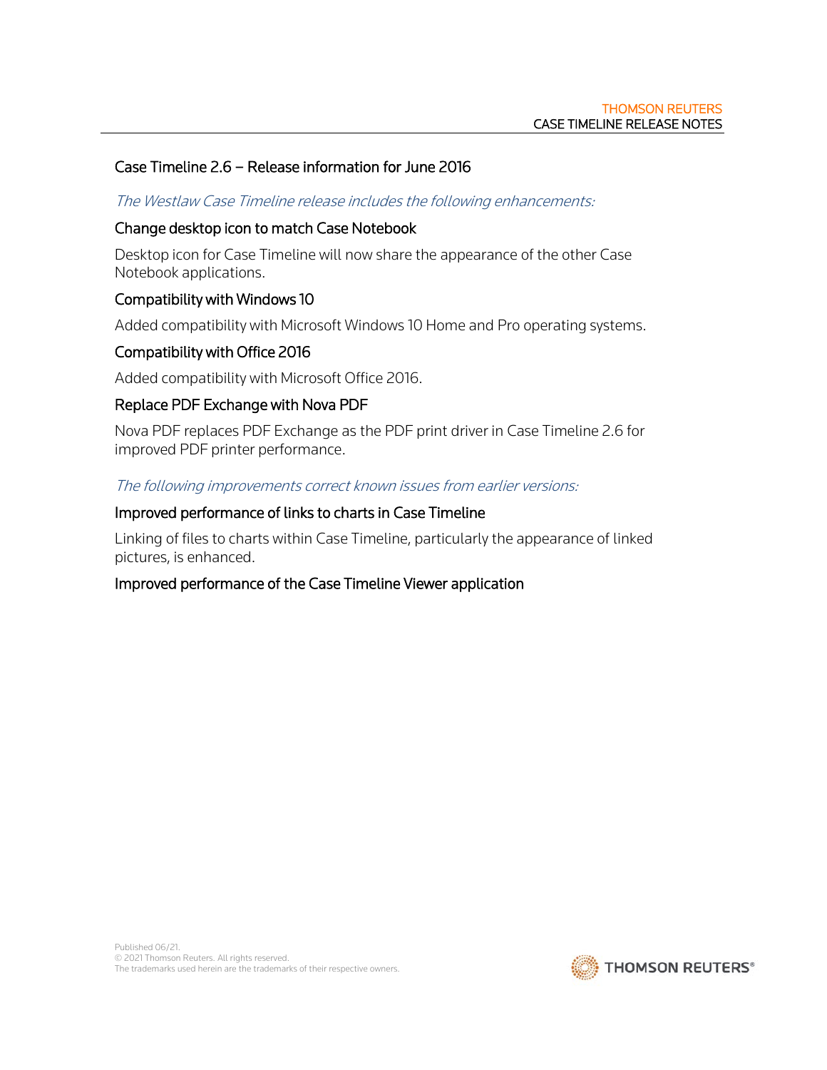## Case Timeline 2.6 – Release information for June 2016

*The Westlaw Case Timeline release includes the following enhancements:*

### Change desktop icon to match Case Notebook

Desktop icon for Case Timeline will now share the appearance of the other Case Notebook applications.

### Compatibility with Windows 10

Added compatibility with Microsoft Windows 10 Home and Pro operating systems.

### Compatibility with Office 2016

Added compatibility with Microsoft Office 2016.

### Replace PDF Exchange with Nova PDF

Nova PDF replaces PDF Exchange as the PDF print driver in Case Timeline 2.6 for improved PDF printer performance.

*The following improvements correct known issues from earlier versions:*

### Improved performance of links to charts in Case Timeline

Linking of files to charts within Case Timeline, particularly the appearance of linked pictures, is enhanced.

### Improved performance of the Case Timeline Viewer application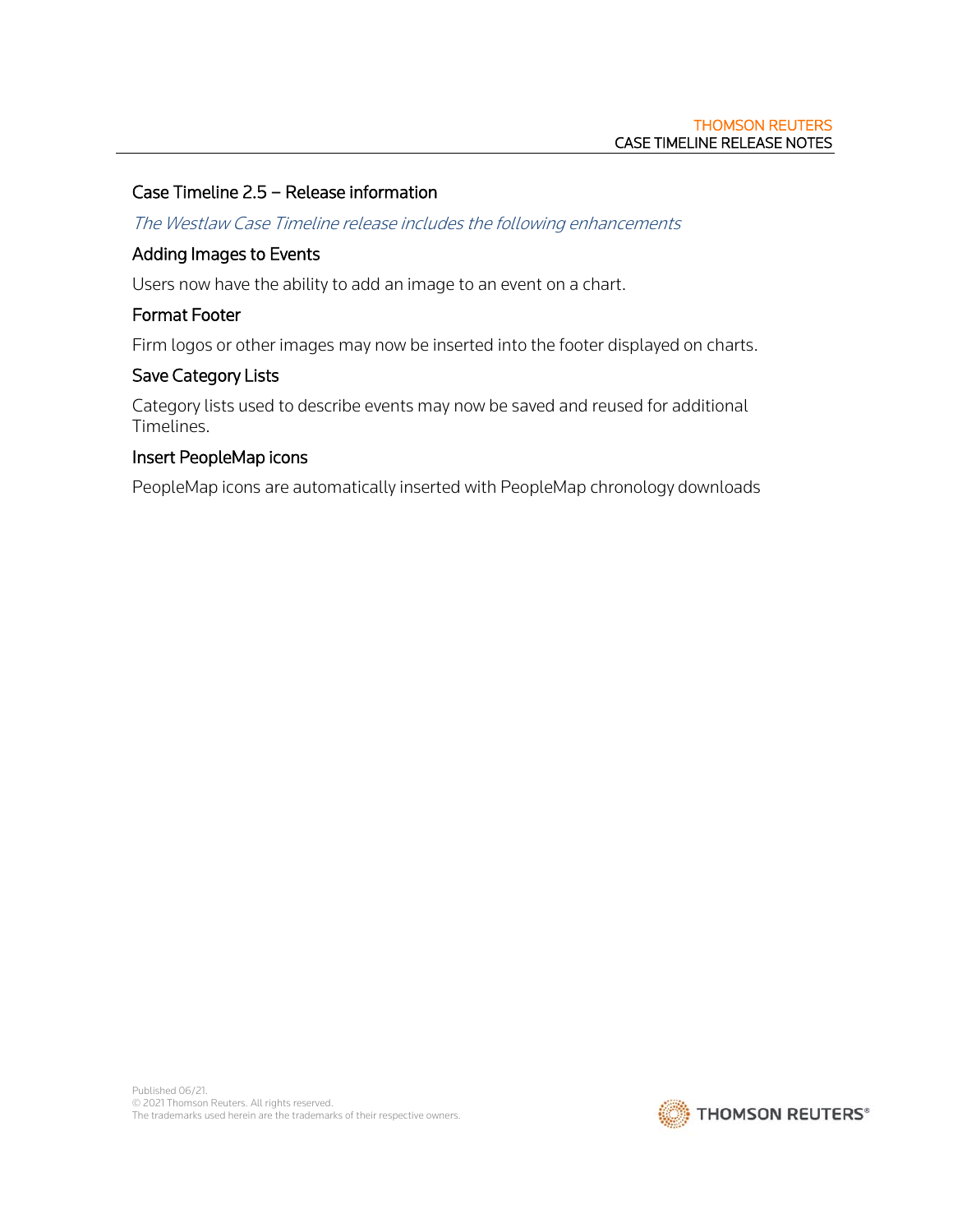## Case Timeline 2.5 – Release information

*The Westlaw Case Timeline release includes the following enhancements*

### Adding Images to Events

Users now have the ability to add an image to an event on a chart.

### Format Footer

Firm logos or other images may now be inserted into the footer displayed on charts.

### Save Category Lists

Category lists used to describe events may now be saved and reused for additional Timelines.

### Insert PeopleMap icons

PeopleMap icons are automatically inserted with PeopleMap chronology downloads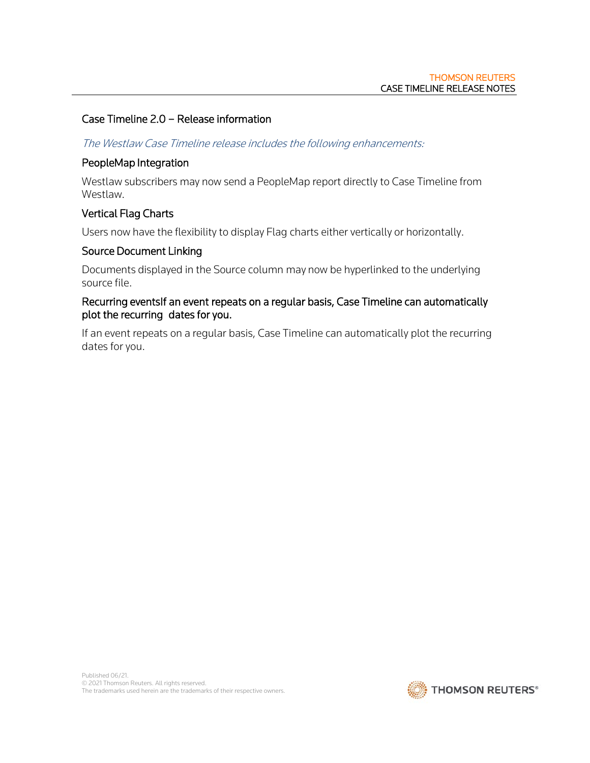## Case Timeline 2.0 – Release information

*The Westlaw Case Timeline release includes the following enhancements:*

### PeopleMap Integration

Westlaw subscribers may now send a PeopleMap report directly to Case Timeline from Westlaw.

### Vertical Flag Charts

Users now have the flexibility to display Flag charts either vertically or horizontally.

### Source Document Linking

Documents displayed in the Source column may now be hyperlinked to the underlying source file.

### Recurring eventsIf an event repeats on a regular basis, Case Timeline can automatically plot the recurring dates for you.

If an event repeats on a regular basis, Case Timeline can automatically plot the recurring dates for you.

Published 06/21.
© 2021 Thomson Reuters. All rights reserved.
The trademarks used herein are the trademarks of their respective owners.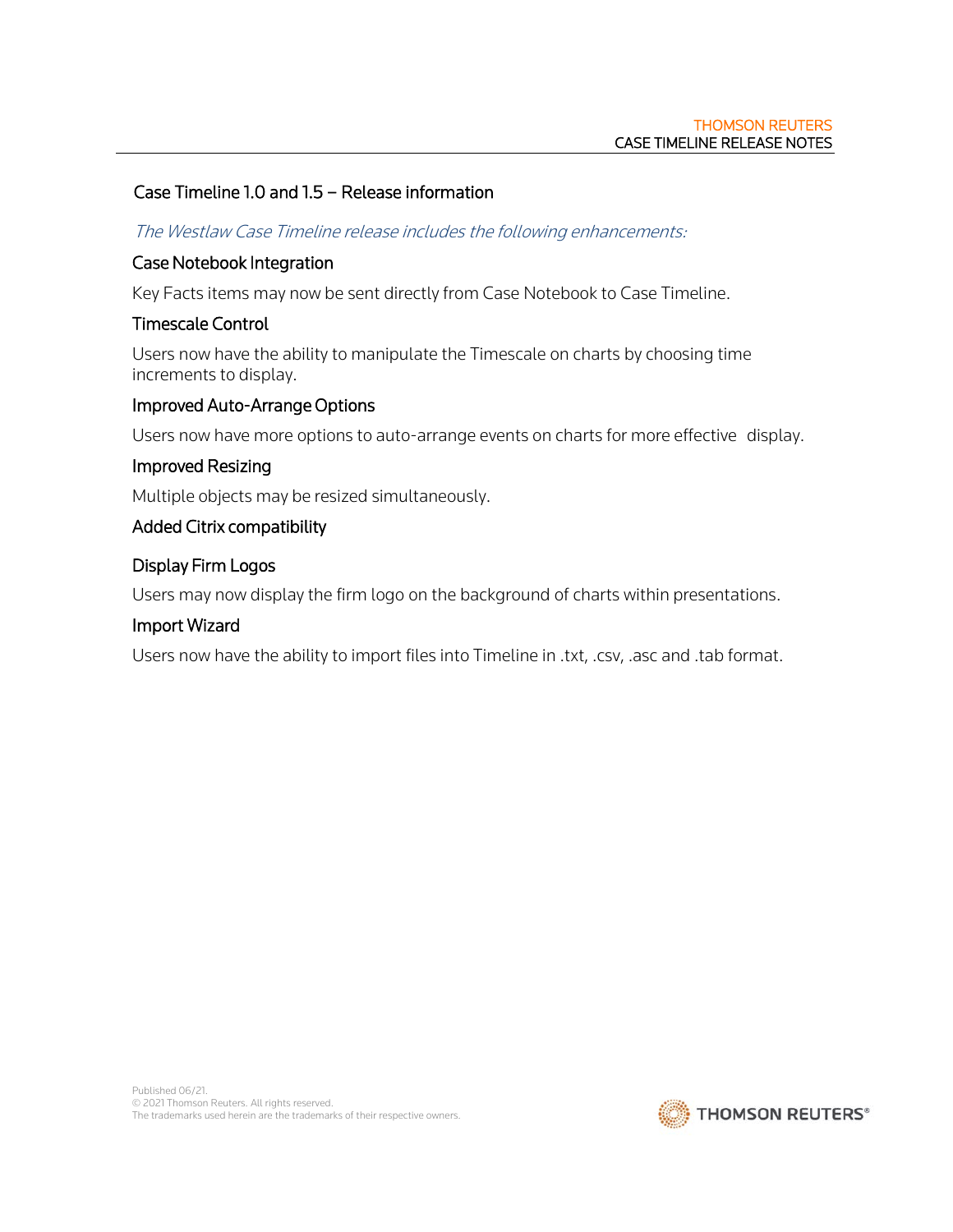## Case Timeline 1.0 and 1.5 – Release information

*The Westlaw Case Timeline release includes the following enhancements:*

### Case Notebook Integration

Key Facts items may now be sent directly from Case Notebook to Case Timeline.

### Timescale Control

Users now have the ability to manipulate the Timescale on charts by choosing time increments to display.

### Improved Auto-Arrange Options

Users now have more options to auto-arrange events on charts for more effective display.

### Improved Resizing

Multiple objects may be resized simultaneously.

### Added Citrix compatibility

### Display Firm Logos

Users may now display the firm logo on the background of charts within presentations.

### Import Wizard

Users now have the ability to import files into Timeline in .txt, .csv, .asc and .tab format.

Published 06/21.
© 2021 Thomson Reuters. All rights reserved.
The trademarks used herein are the trademarks of their respective owners.